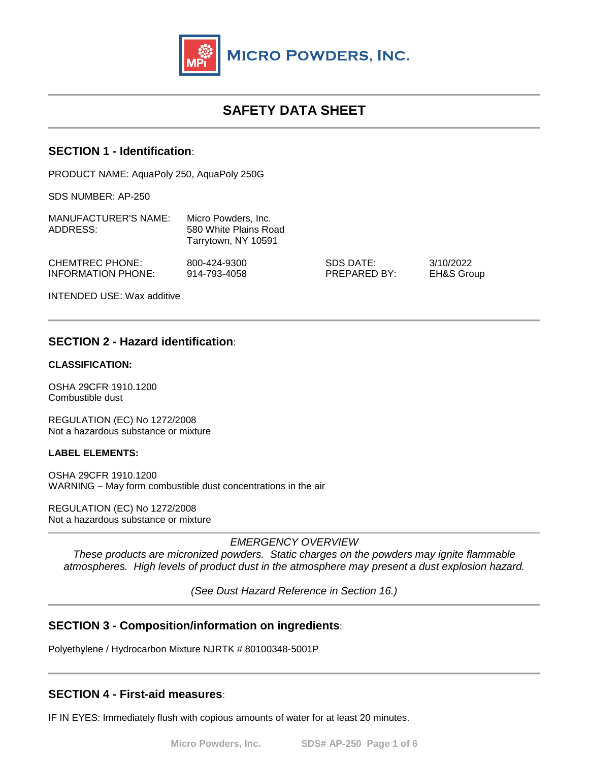MICRO POWDERS, INC.

# SAFETY DATA SHEET

## SECTION 1 - Identification:

PRODUCT NAME: AquaPoly 250, AquaPoly 250G

SDS NUMBER: AP-250

MANUFACTURER'S NAME: Micro Powders, Inc.
ADDRESS: 580 White Plains Road
Tarrytown, NY 10591

CHEMTREC PHONE: 800-424-9300
INFORMATION PHONE: 914-793-4058

SDS DATE: 3/10/2022
PREPARED BY: EH&S Group

INTENDED USE: Wax additive

## SECTION 2 - Hazard identification:

**CLASSIFICATION:**

OSHA 29CFR 1910.1200
Combustible dust

REGULATION (EC) No 1272/2008
Not a hazardous substance or mixture

**LABEL ELEMENTS:**

OSHA 29CFR 1910.1200
WARNING – May form combustible dust concentrations in the air

REGULATION (EC) No 1272/2008
Not a hazardous substance or mixture

*EMERGENCY OVERVIEW*

*These products are micronized powders. Static charges on the powders may ignite flammable atmospheres. High levels of product dust in the atmosphere may present a dust explosion hazard.*

*(See Dust Hazard Reference in Section 16.)*

## SECTION 3 - Composition/information on ingredients:

Polyethylene / Hydrocarbon Mixture NJRTK # 80100348-5001P

## SECTION 4 - First-aid measures:

IF IN EYES: Immediately flush with copious amounts of water for at least 20 minutes.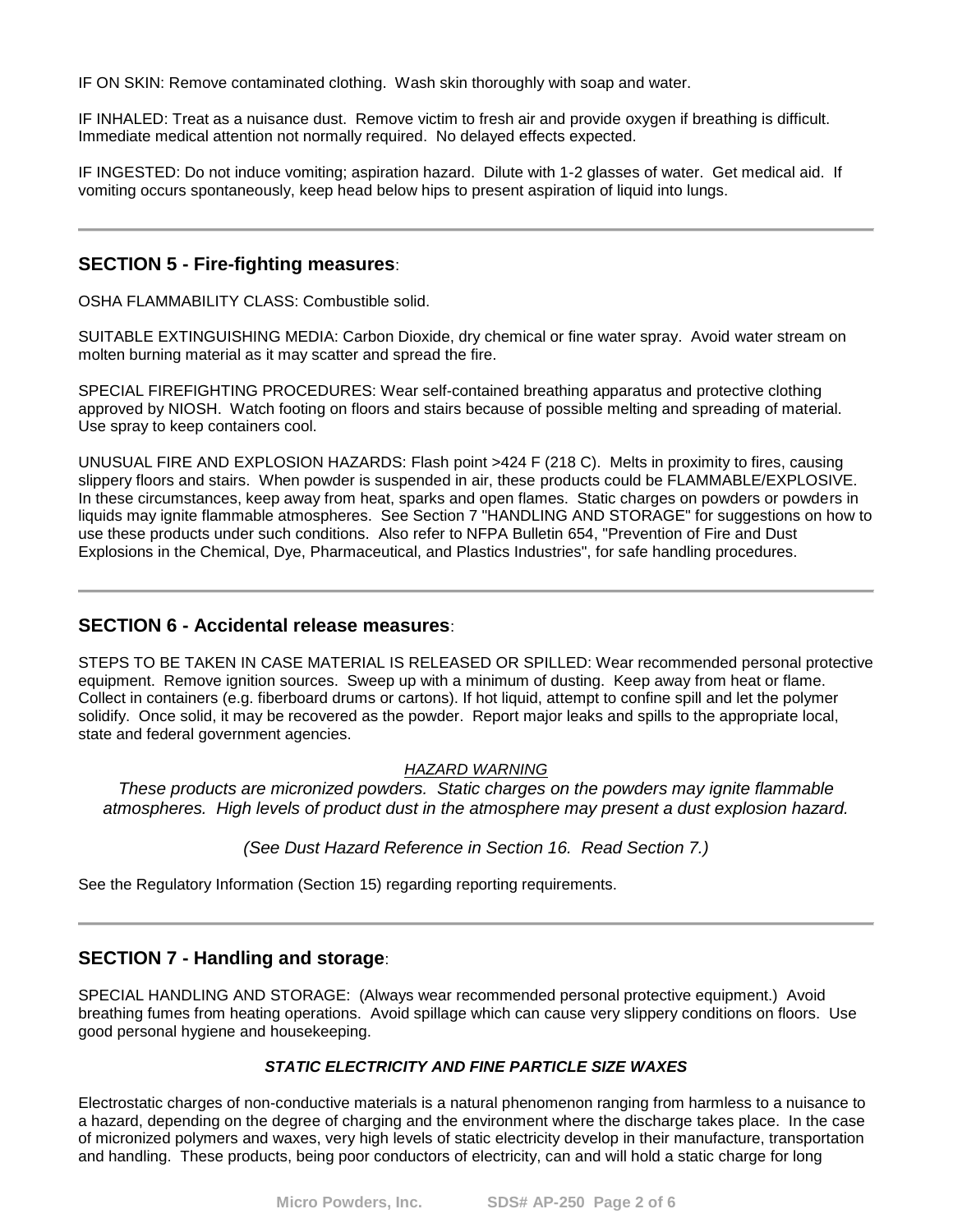IF ON SKIN: Remove contaminated clothing. Wash skin thoroughly with soap and water.

IF INHALED: Treat as a nuisance dust. Remove victim to fresh air and provide oxygen if breathing is difficult. Immediate medical attention not normally required. No delayed effects expected.

IF INGESTED: Do not induce vomiting; aspiration hazard. Dilute with 1-2 glasses of water. Get medical aid. If vomiting occurs spontaneously, keep head below hips to present aspiration of liquid into lungs.

---

## SECTION 5 - Fire-fighting measures:

OSHA FLAMMABILITY CLASS: Combustible solid.

SUITABLE EXTINGUISHING MEDIA: Carbon Dioxide, dry chemical or fine water spray. Avoid water stream on molten burning material as it may scatter and spread the fire.

SPECIAL FIREFIGHTING PROCEDURES: Wear self-contained breathing apparatus and protective clothing approved by NIOSH. Watch footing on floors and stairs because of possible melting and spreading of material. Use spray to keep containers cool.

UNUSUAL FIRE AND EXPLOSION HAZARDS: Flash point >424 F (218 C). Melts in proximity to fires, causing slippery floors and stairs. When powder is suspended in air, these products could be FLAMMABLE/EXPLOSIVE. In these circumstances, keep away from heat, sparks and open flames. Static charges on powders or powders in liquids may ignite flammable atmospheres. See Section 7 "HANDLING AND STORAGE" for suggestions on how to use these products under such conditions. Also refer to NFPA Bulletin 654, "Prevention of Fire and Dust Explosions in the Chemical, Dye, Pharmaceutical, and Plastics Industries", for safe handling procedures.

---

## SECTION 6 - Accidental release measures:

STEPS TO BE TAKEN IN CASE MATERIAL IS RELEASED OR SPILLED: Wear recommended personal protective equipment. Remove ignition sources. Sweep up with a minimum of dusting. Keep away from heat or flame. Collect in containers (e.g. fiberboard drums or cartons). If hot liquid, attempt to confine spill and let the polymer solidify. Once solid, it may be recovered as the powder. Report major leaks and spills to the appropriate local, state and federal government agencies.

*HAZARD WARNING*

*These products are micronized powders. Static charges on the powders may ignite flammable atmospheres. High levels of product dust in the atmosphere may present a dust explosion hazard.*

*(See Dust Hazard Reference in Section 16. Read Section 7.)*

See the Regulatory Information (Section 15) regarding reporting requirements.

---

## SECTION 7 - Handling and storage:

SPECIAL HANDLING AND STORAGE: (Always wear recommended personal protective equipment.) Avoid breathing fumes from heating operations. Avoid spillage which can cause very slippery conditions on floors. Use good personal hygiene and housekeeping.

***STATIC ELECTRICITY AND FINE PARTICLE SIZE WAXES***

Electrostatic charges of non-conductive materials is a natural phenomenon ranging from harmless to a nuisance to a hazard, depending on the degree of charging and the environment where the discharge takes place. In the case of micronized polymers and waxes, very high levels of static electricity develop in their manufacture, transportation and handling. These products, being poor conductors of electricity, can and will hold a static charge for long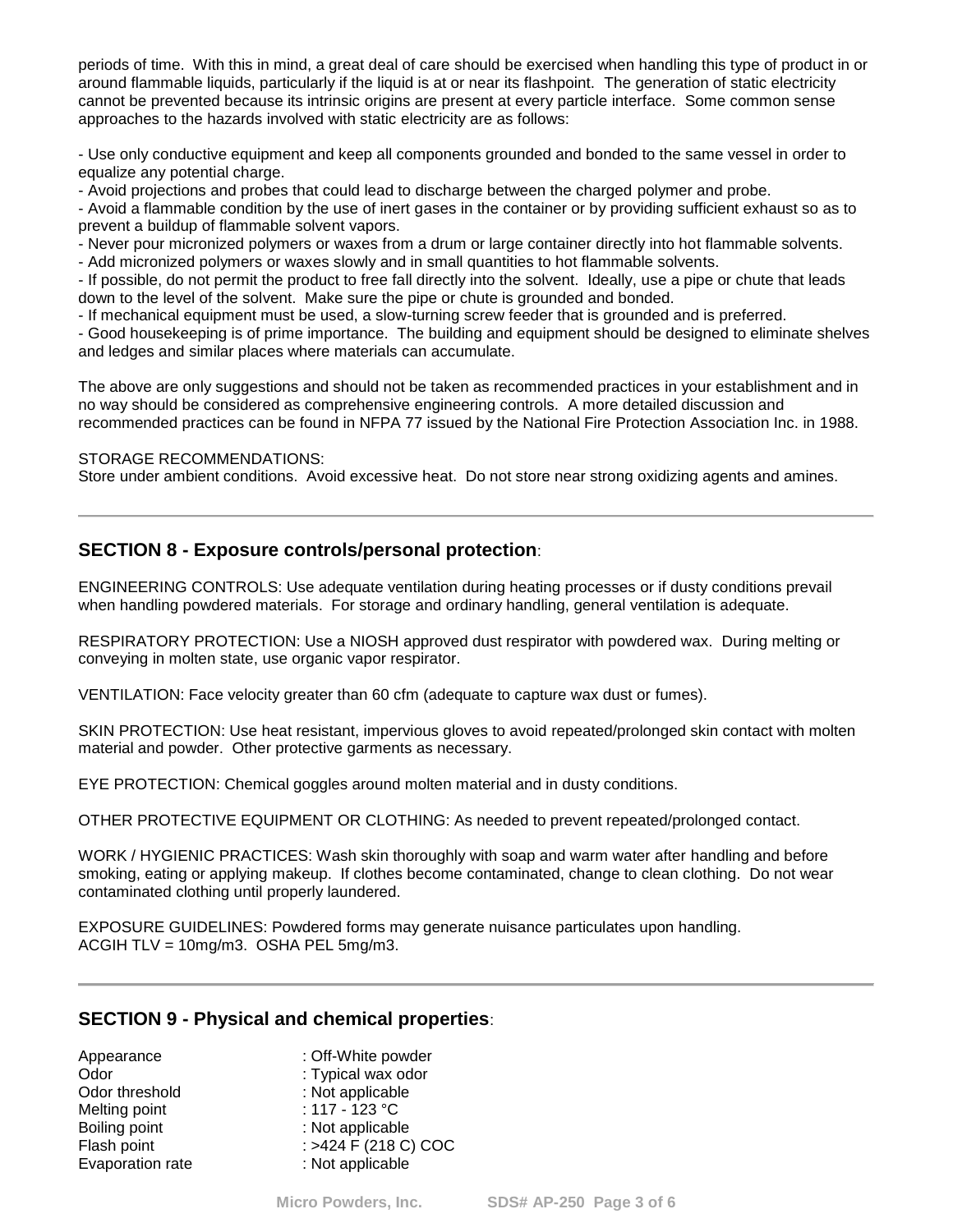periods of time. With this in mind, a great deal of care should be exercised when handling this type of product in or around flammable liquids, particularly if the liquid is at or near its flashpoint. The generation of static electricity cannot be prevented because its intrinsic origins are present at every particle interface. Some common sense approaches to the hazards involved with static electricity are as follows:

- Use only conductive equipment and keep all components grounded and bonded to the same vessel in order to equalize any potential charge.
- Avoid projections and probes that could lead to discharge between the charged polymer and probe.
- Avoid a flammable condition by the use of inert gases in the container or by providing sufficient exhaust so as to prevent a buildup of flammable solvent vapors.
- Never pour micronized polymers or waxes from a drum or large container directly into hot flammable solvents.
- Add micronized polymers or waxes slowly and in small quantities to hot flammable solvents.
- If possible, do not permit the product to free fall directly into the solvent. Ideally, use a pipe or chute that leads down to the level of the solvent. Make sure the pipe or chute is grounded and bonded.
- If mechanical equipment must be used, a slow-turning screw feeder that is grounded and is preferred.
- Good housekeeping is of prime importance. The building and equipment should be designed to eliminate shelves and ledges and similar places where materials can accumulate.

The above are only suggestions and should not be taken as recommended practices in your establishment and in no way should be considered as comprehensive engineering controls. A more detailed discussion and recommended practices can be found in NFPA 77 issued by the National Fire Protection Association Inc. in 1988.

STORAGE RECOMMENDATIONS:
Store under ambient conditions. Avoid excessive heat. Do not store near strong oxidizing agents and amines.

## SECTION 8 - Exposure controls/personal protection:

ENGINEERING CONTROLS: Use adequate ventilation during heating processes or if dusty conditions prevail when handling powdered materials. For storage and ordinary handling, general ventilation is adequate.

RESPIRATORY PROTECTION: Use a NIOSH approved dust respirator with powdered wax. During melting or conveying in molten state, use organic vapor respirator.

VENTILATION: Face velocity greater than 60 cfm (adequate to capture wax dust or fumes).

SKIN PROTECTION: Use heat resistant, impervious gloves to avoid repeated/prolonged skin contact with molten material and powder. Other protective garments as necessary.

EYE PROTECTION: Chemical goggles around molten material and in dusty conditions.

OTHER PROTECTIVE EQUIPMENT OR CLOTHING: As needed to prevent repeated/prolonged contact.

WORK / HYGIENIC PRACTICES: Wash skin thoroughly with soap and warm water after handling and before smoking, eating or applying makeup. If clothes become contaminated, change to clean clothing. Do not wear contaminated clothing until properly laundered.

EXPOSURE GUIDELINES: Powdered forms may generate nuisance particulates upon handling.
ACGIH TLV = 10mg/m3. OSHA PEL 5mg/m3.

## SECTION 9 - Physical and chemical properties:

| | |
|---|---|
| Appearance | : Off-White powder |
| Odor | : Typical wax odor |
| Odor threshold | : Not applicable |
| Melting point | : 117 - 123 °C |
| Boiling point | : Not applicable |
| Flash point | : >424 F (218 C) COC |
| Evaporation rate | : Not applicable |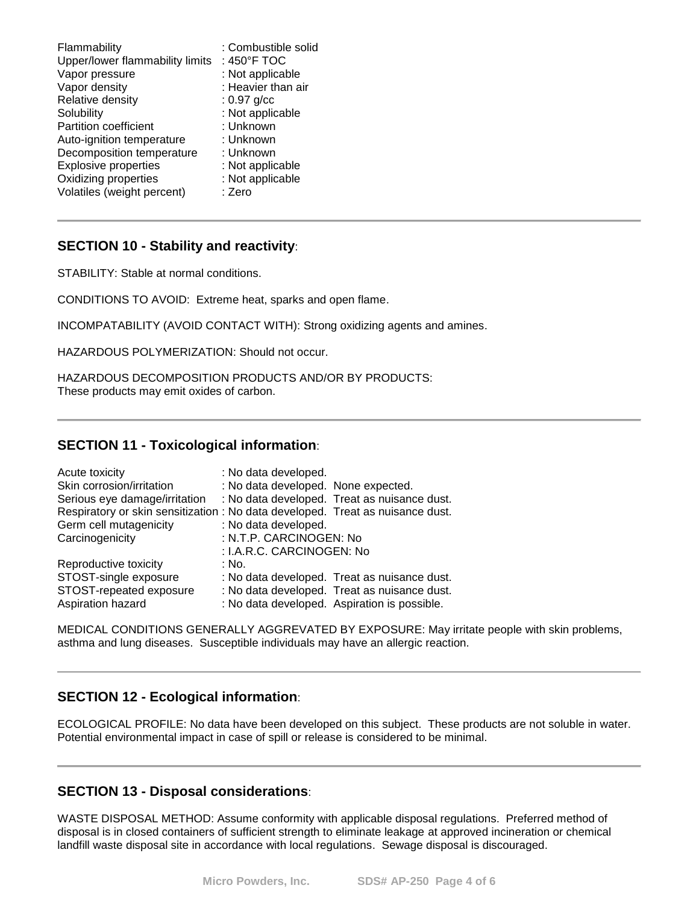| | |
|---|---|
| Flammability | : Combustible solid |
| Upper/lower flammability limits | : 450°F TOC |
| Vapor pressure | : Not applicable |
| Vapor density | : Heavier than air |
| Relative density | : 0.97 g/cc |
| Solubility | : Not applicable |
| Partition coefficient | : Unknown |
| Auto-ignition temperature | : Unknown |
| Decomposition temperature | : Unknown |
| Explosive properties | : Not applicable |
| Oxidizing properties | : Not applicable |
| Volatiles (weight percent) | : Zero |

## SECTION 10 - Stability and reactivity:

STABILITY: Stable at normal conditions.

CONDITIONS TO AVOID: Extreme heat, sparks and open flame.

INCOMPATABILITY (AVOID CONTACT WITH): Strong oxidizing agents and amines.

HAZARDOUS POLYMERIZATION: Should not occur.

HAZARDOUS DECOMPOSITION PRODUCTS AND/OR BY PRODUCTS:
These products may emit oxides of carbon.

## SECTION 11 - Toxicological information:

| | |
|---|---|
| Acute toxicity | : No data developed. |
| Skin corrosion/irritation | : No data developed. None expected. |
| Serious eye damage/irritation | : No data developed. Treat as nuisance dust. |
| Respiratory or skin sensitization | : No data developed. Treat as nuisance dust. |
| Germ cell mutagenicity | : No data developed. |
| Carcinogenicity | : N.T.P. CARCINOGEN: No<br>: I.A.R.C. CARCINOGEN: No |
| Reproductive toxicity | : No. |
| STOST-single exposure | : No data developed. Treat as nuisance dust. |
| STOST-repeated exposure | : No data developed. Treat as nuisance dust. |
| Aspiration hazard | : No data developed. Aspiration is possible. |

MEDICAL CONDITIONS GENERALLY AGGREVATED BY EXPOSURE: May irritate people with skin problems, asthma and lung diseases. Susceptible individuals may have an allergic reaction.

## SECTION 12 - Ecological information:

ECOLOGICAL PROFILE: No data have been developed on this subject. These products are not soluble in water. Potential environmental impact in case of spill or release is considered to be minimal.

## SECTION 13 - Disposal considerations:

WASTE DISPOSAL METHOD: Assume conformity with applicable disposal regulations. Preferred method of disposal is in closed containers of sufficient strength to eliminate leakage at approved incineration or chemical landfill waste disposal site in accordance with local regulations. Sewage disposal is discouraged.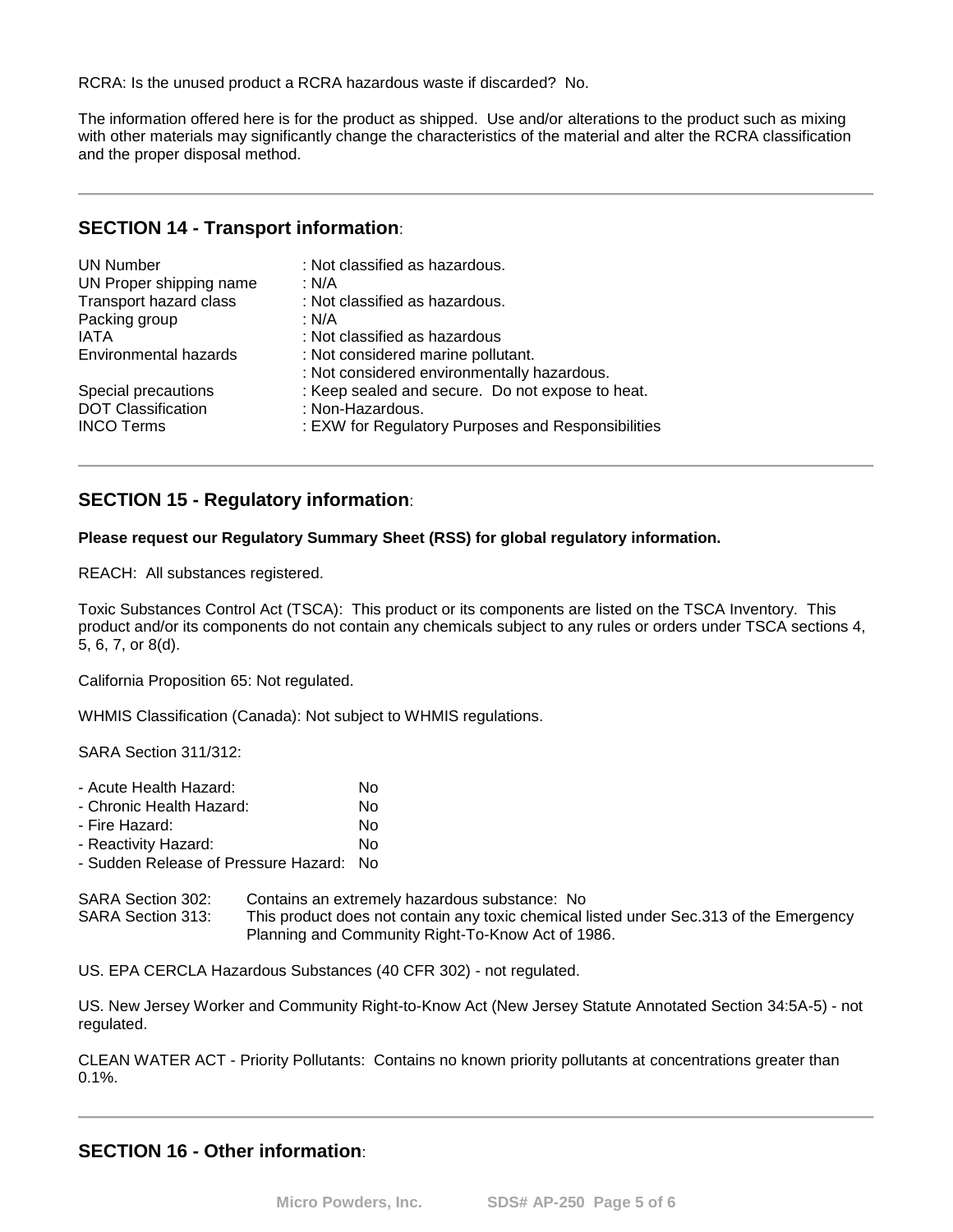RCRA: Is the unused product a RCRA hazardous waste if discarded? No.

The information offered here is for the product as shipped. Use and/or alterations to the product such as mixing with other materials may significantly change the characteristics of the material and alter the RCRA classification and the proper disposal method.

---

## SECTION 14 - Transport information:

| | |
|---|---|
| UN Number | : Not classified as hazardous. |
| UN Proper shipping name | : N/A |
| Transport hazard class | : Not classified as hazardous. |
| Packing group | : N/A |
| IATA | : Not classified as hazardous |
| Environmental hazards | : Not considered marine pollutant. |
| | : Not considered environmentally hazardous. |
| Special precautions | : Keep sealed and secure. Do not expose to heat. |
| DOT Classification | : Non-Hazardous. |
| INCO Terms | : EXW for Regulatory Purposes and Responsibilities |

---

## SECTION 15 - Regulatory information:

**Please request our Regulatory Summary Sheet (RSS) for global regulatory information.**

REACH: All substances registered.

Toxic Substances Control Act (TSCA): This product or its components are listed on the TSCA Inventory. This product and/or its components do not contain any chemicals subject to any rules or orders under TSCA sections 4, 5, 6, 7, or 8(d).

California Proposition 65: Not regulated.

WHMIS Classification (Canada): Not subject to WHMIS regulations.

SARA Section 311/312:

| | |
|---|---|
| - Acute Health Hazard: | No |
| - Chronic Health Hazard: | No |
| - Fire Hazard: | No |
| - Reactivity Hazard: | No |
| - Sudden Release of Pressure Hazard: | No |

| | |
|---|---|
| SARA Section 302: | Contains an extremely hazardous substance: No |
| SARA Section 313: | This product does not contain any toxic chemical listed under Sec.313 of the Emergency Planning and Community Right-To-Know Act of 1986. |

US. EPA CERCLA Hazardous Substances (40 CFR 302) - not regulated.

US. New Jersey Worker and Community Right-to-Know Act (New Jersey Statute Annotated Section 34:5A-5) - not regulated.

CLEAN WATER ACT - Priority Pollutants: Contains no known priority pollutants at concentrations greater than 0.1%.

---

## SECTION 16 - Other information: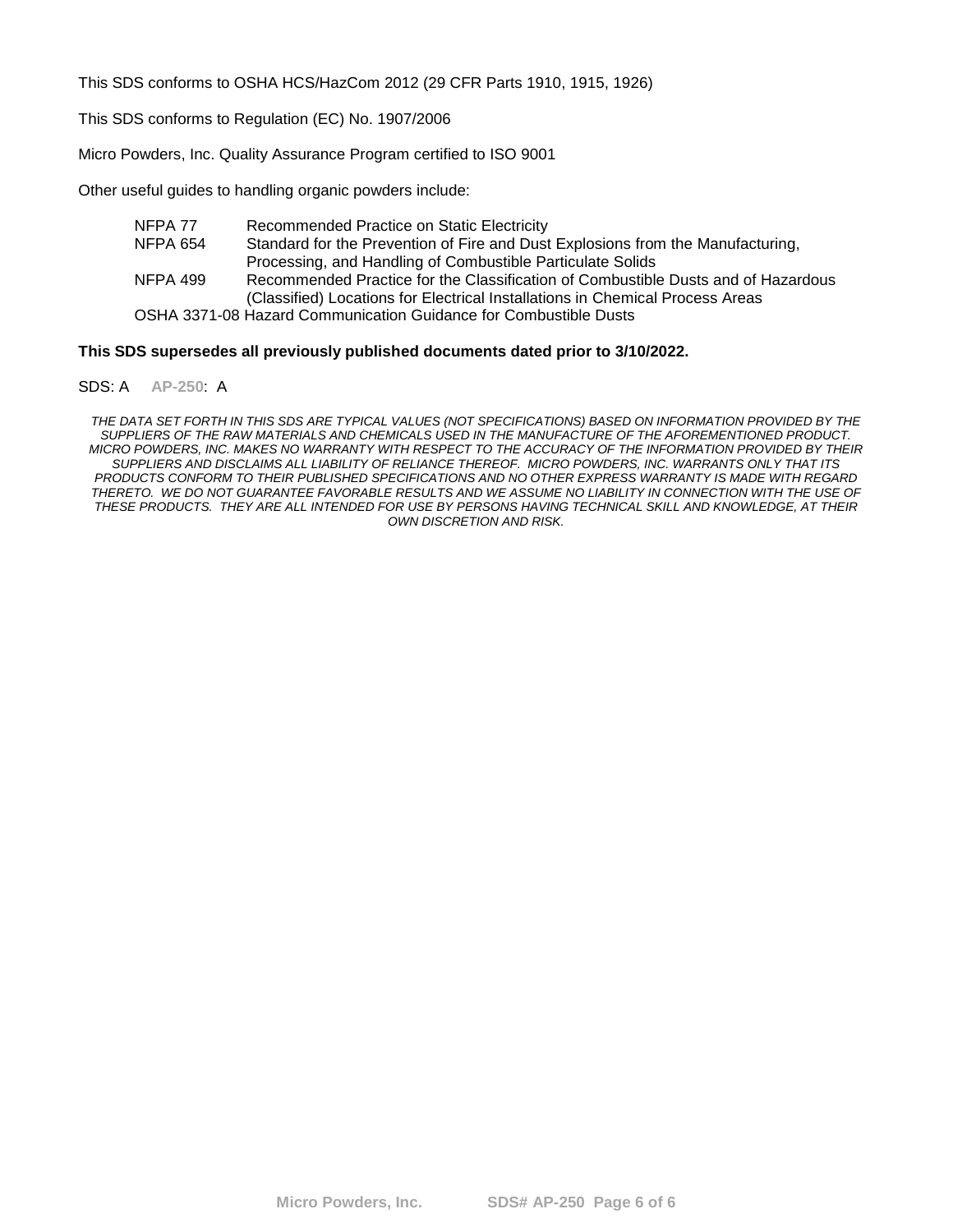This SDS conforms to OSHA HCS/HazCom 2012 (29 CFR Parts 1910, 1915, 1926)

This SDS conforms to Regulation (EC) No. 1907/2006

Micro Powders, Inc. Quality Assurance Program certified to ISO 9001

Other useful guides to handling organic powders include:

| | |
|---|---|
| NFPA 77 | Recommended Practice on Static Electricity |
| NFPA 654 | Standard for the Prevention of Fire and Dust Explosions from the Manufacturing, Processing, and Handling of Combustible Particulate Solids |
| NFPA 499 | Recommended Practice for the Classification of Combustible Dusts and of Hazardous (Classified) Locations for Electrical Installations in Chemical Process Areas |

OSHA 3371-08 Hazard Communication Guidance for Combustible Dusts

**This SDS supersedes all previously published documents dated prior to 3/10/2022.**

SDS: A **AP-250**: A

*THE DATA SET FORTH IN THIS SDS ARE TYPICAL VALUES (NOT SPECIFICATIONS) BASED ON INFORMATION PROVIDED BY THE SUPPLIERS OF THE RAW MATERIALS AND CHEMICALS USED IN THE MANUFACTURE OF THE AFOREMENTIONED PRODUCT. MICRO POWDERS, INC. MAKES NO WARRANTY WITH RESPECT TO THE ACCURACY OF THE INFORMATION PROVIDED BY THEIR SUPPLIERS AND DISCLAIMS ALL LIABILITY OF RELIANCE THEREOF. MICRO POWDERS, INC. WARRANTS ONLY THAT ITS PRODUCTS CONFORM TO THEIR PUBLISHED SPECIFICATIONS AND NO OTHER EXPRESS WARRANTY IS MADE WITH REGARD THERETO. WE DO NOT GUARANTEE FAVORABLE RESULTS AND WE ASSUME NO LIABILITY IN CONNECTION WITH THE USE OF THESE PRODUCTS. THEY ARE ALL INTENDED FOR USE BY PERSONS HAVING TECHNICAL SKILL AND KNOWLEDGE, AT THEIR OWN DISCRETION AND RISK.*